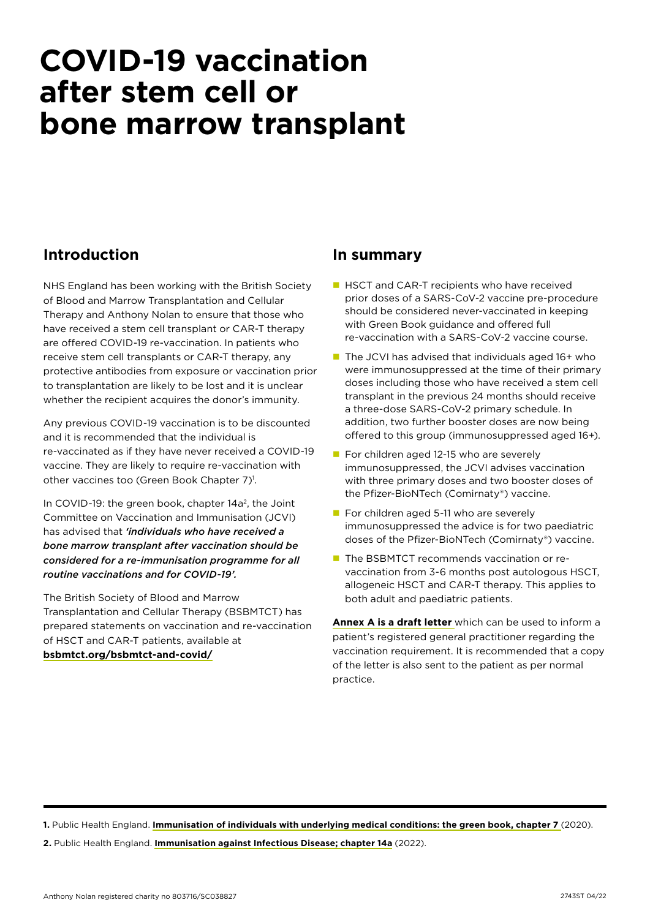# COVID-19 vaccination after stem cell or bone marrow transplant

## Introduction

NHS England has been working with the British Society of Blood and Marrow Transplantation and Cellular Therapy and Anthony Nolan to ensure that those who have received a stem cell transplant or CAR-T therapy are offered COVID-19 re-vaccination. In patients who receive stem cell transplants or CAR-T therapy, any protective antibodies from exposure or vaccination prior to transplantation are likely to be lost and it is unclear whether the recipient acquires the donor's immunity.

Any previous COVID-19 vaccination is to be discounted and it is recommended that the individual is re-vaccinated as if they have never received a COVID-19 vaccine. They are likely to require re-vaccination with other vaccines too (Green Book Chapter 7)[1].

In COVID-19: the green book, chapter 14a[2], the Joint Committee on Vaccination and Immunisation (JCVI) has advised that ***'individuals who have received a bone marrow transplant after vaccination should be considered for a re-immunisation programme for all routine vaccinations and for COVID-19'.***

The British Society of Blood and Marrow Transplantation and Cellular Therapy (BSBMTCT) has prepared statements on vaccination and re-vaccination of HSCT and CAR-T patients, available at **bsbmtct.org/bsbmtct-and-covid/**

## In summary

- HSCT and CAR-T recipients who have received prior doses of a SARS-CoV-2 vaccine pre-procedure should be considered never-vaccinated in keeping with Green Book guidance and offered full re-vaccination with a SARS-CoV-2 vaccine course.
- The JCVI has advised that individuals aged 16+ who were immunosuppressed at the time of their primary doses including those who have received a stem cell transplant in the previous 24 months should receive a three-dose SARS-CoV-2 primary schedule. In addition, two further booster doses are now being offered to this group (immunosuppressed aged 16+).
- For children aged 12-15 who are severely immunosuppressed, the JCVI advises vaccination with three primary doses and two booster doses of the Pfizer-BioNTech (Comirnaty®) vaccine.
- For children aged 5-11 who are severely immunosuppressed the advice is for two paediatric doses of the Pfizer-BioNTech (Comirnaty®) vaccine.
- The BSBMTCT recommends vaccination or re-vaccination from 3-6 months post autologous HSCT, allogeneic HSCT and CAR-T therapy. This applies to both adult and paediatric patients.

**Annex A is a draft letter** which can be used to inform a patient's registered general practitioner regarding the vaccination requirement. It is recommended that a copy of the letter is also sent to the patient as per normal practice.

---

**1.** Public Health England. **Immunisation of individuals with underlying medical conditions: the green book, chapter 7** (2020).

**2.** Public Health England. **Immunisation against Infectious Disease; chapter 14a** (2022).

Anthony Nolan registered charity no 803716/SC038827

2743ST 04/22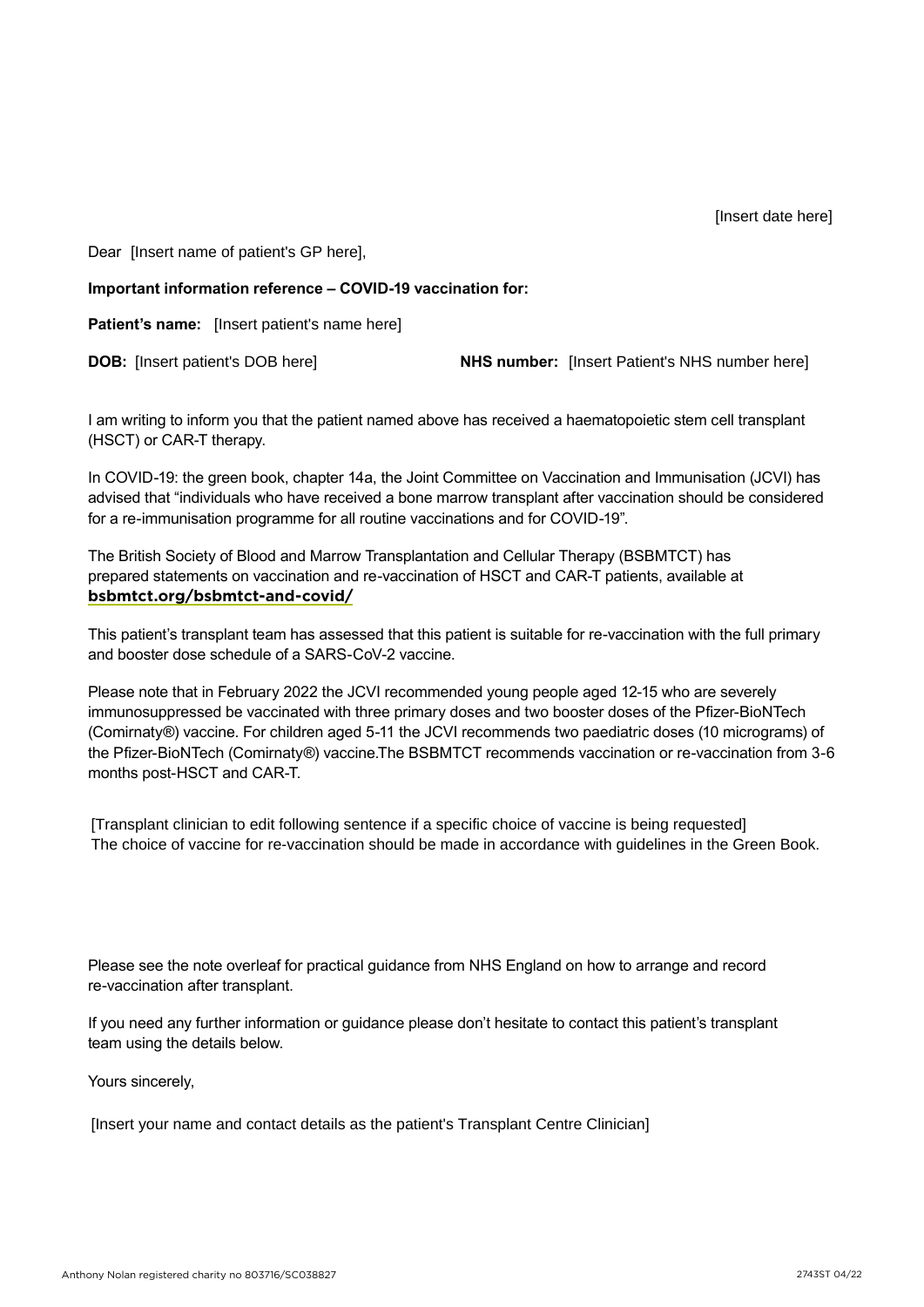[Insert date here]

Dear [Insert name of patient's GP here],

**Important information reference – COVID-19 vaccination for:**

**Patient's name:** [Insert patient's name here]

**DOB:** [Insert patient's DOB here] **NHS number:** [Insert Patient's NHS number here]

I am writing to inform you that the patient named above has received a haematopoietic stem cell transplant (HSCT) or CAR-T therapy.

In COVID-19: the green book, chapter 14a, the Joint Committee on Vaccination and Immunisation (JCVI) has advised that "individuals who have received a bone marrow transplant after vaccination should be considered for a re-immunisation programme for all routine vaccinations and for COVID-19".

The British Society of Blood and Marrow Transplantation and Cellular Therapy (BSBMTCT) has prepared statements on vaccination and re-vaccination of HSCT and CAR-T patients, available at **bsbmtct.org/bsbmtct-and-covid/**

This patient's transplant team has assessed that this patient is suitable for re-vaccination with the full primary and booster dose schedule of a SARS-CoV-2 vaccine.

Please note that in February 2022 the JCVI recommended young people aged 12-15 who are severely immunosuppressed be vaccinated with three primary doses and two booster doses of the Pfizer-BioNTech (Comirnaty®) vaccine. For children aged 5-11 the JCVI recommends two paediatric doses (10 micrograms) of the Pfizer-BioNTech (Comirnaty®) vaccine.The BSBMTCT recommends vaccination or re-vaccination from 3-6 months post-HSCT and CAR-T.

[Transplant clinician to edit following sentence if a specific choice of vaccine is being requested]
The choice of vaccine for re-vaccination should be made in accordance with guidelines in the Green Book.

Please see the note overleaf for practical guidance from NHS England on how to arrange and record re-vaccination after transplant.

If you need any further information or guidance please don't hesitate to contact this patient's transplant team using the details below.

Yours sincerely,

[Insert your name and contact details as the patient's Transplant Centre Clinician]

Anthony Nolan registered charity no 803716/SC038827

2743ST 04/22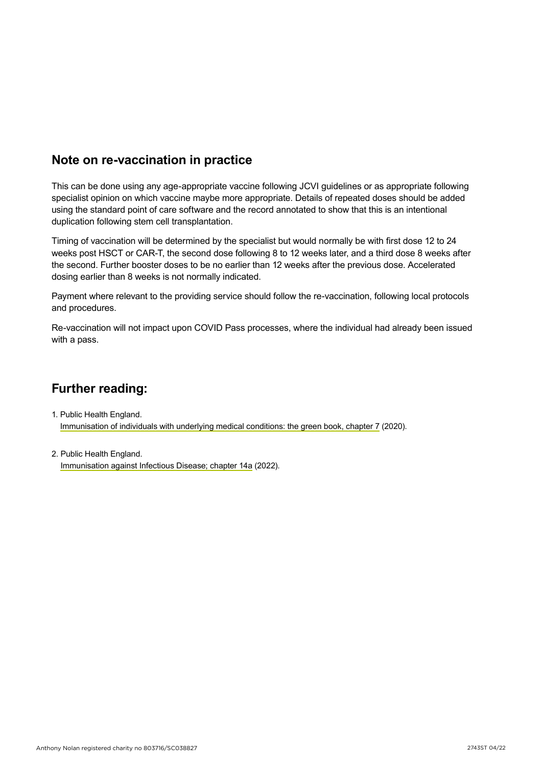## Note on re-vaccination in practice

This can be done using any age-appropriate vaccine following JCVI guidelines or as appropriate following specialist opinion on which vaccine maybe more appropriate. Details of repeated doses should be added using the standard point of care software and the record annotated to show that this is an intentional duplication following stem cell transplantation.

Timing of vaccination will be determined by the specialist but would normally be with first dose 12 to 24 weeks post HSCT or CAR-T, the second dose following 8 to 12 weeks later, and a third dose 8 weeks after the second. Further booster doses to be no earlier than 12 weeks after the previous dose. Accelerated dosing earlier than 8 weeks is not normally indicated.

Payment where relevant to the providing service should follow the re-vaccination, following local protocols and procedures.

Re-vaccination will not impact upon COVID Pass processes, where the individual had already been issued with a pass.

## Further reading:

1. Public Health England.
   Immunisation of individuals with underlying medical conditions: the green book, chapter 7 (2020).

2. Public Health England.
   Immunisation against Infectious Disease; chapter 14a (2022).

Anthony Nolan registered charity no 803716/SC038827

2743ST 04/22